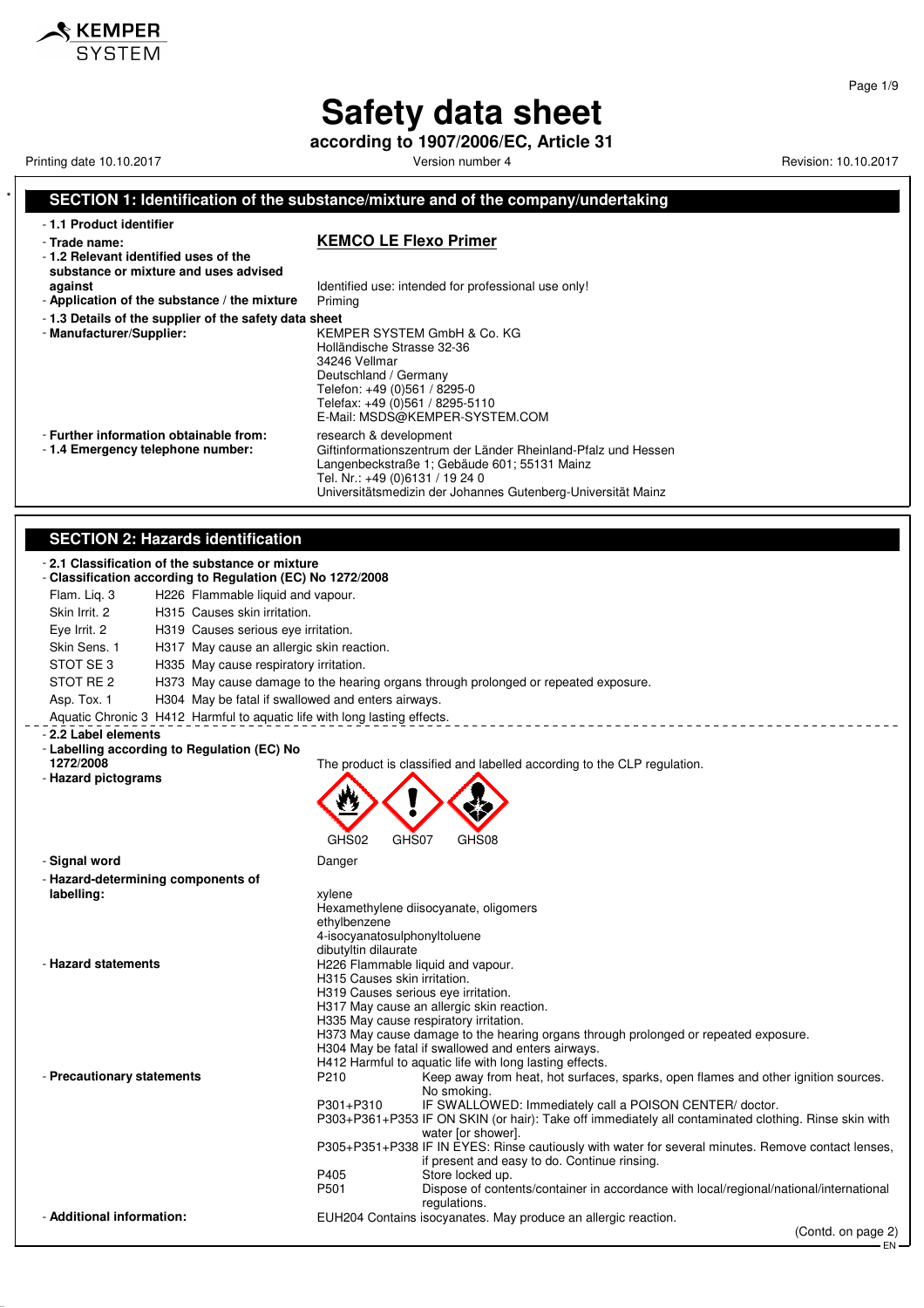# Safety data sheet

**according to 1907/2006/EC, Article 31**

Printing date 10.10.2017 | Version number 4 | Revision: 10.10.2017

## SECTION 1: Identification of the substance/mixture and of the company/undertaking

- **1.1 Product identifier**
- **Trade name:** **KEMCO LE Flexo Primer**
- **1.2 Relevant identified uses of the substance or mixture and uses advised against** Identified use: intended for professional use only!
- **Application of the substance / the mixture** Priming
- **1.3 Details of the supplier of the safety data sheet**
- **Manufacturer/Supplier:**
  KEMPER SYSTEM GmbH & Co. KG
  Holländische Strasse 32-36
  34246 Vellmar
  Deutschland / Germany
  Telefon: +49 (0)561 / 8295-0
  Telefax: +49 (0)561 / 8295-5110
  E-Mail: MSDS@KEMPER-SYSTEM.COM
- **Further information obtainable from:** research & development
- **1.4 Emergency telephone number:**
  Giftinformationszentrum der Länder Rheinland-Pfalz und Hessen
  Langenbeckstraße 1; Gebäude 601; 55131 Mainz
  Tel. Nr.: +49 (0)6131 / 19 24 0
  Universitätsmedizin der Johannes Gutenberg-Universität Mainz

## SECTION 2: Hazards identification

- **2.1 Classification of the substance or mixture**
- **Classification according to Regulation (EC) No 1272/2008**

| | |
|---|---|
| Flam. Liq. 3 | H226 Flammable liquid and vapour. |
| Skin Irrit. 2 | H315 Causes skin irritation. |
| Eye Irrit. 2 | H319 Causes serious eye irritation. |
| Skin Sens. 1 | H317 May cause an allergic skin reaction. |
| STOT SE 3 | H335 May cause respiratory irritation. |
| STOT RE 2 | H373 May cause damage to the hearing organs through prolonged or repeated exposure. |
| Asp. Tox. 1 | H304 May be fatal if swallowed and enters airways. |
| Aquatic Chronic 3 | H412 Harmful to aquatic life with long lasting effects. |

- **2.2 Label elements**
- **Labelling according to Regulation (EC) No 1272/2008** The product is classified and labelled according to the CLP regulation.
- **Hazard pictograms**
  GHS02 GHS07 GHS08
- **Signal word** Danger
- **Hazard-determining components of labelling:**
  xylene
  Hexamethylene diisocyanate, oligomers
  ethylbenzene
  4-isocyanatosulphonyltoluene
  dibutyltin dilaurate
- **Hazard statements**
  H226 Flammable liquid and vapour.
  H315 Causes skin irritation.
  H319 Causes serious eye irritation.
  H317 May cause an allergic skin reaction.
  H335 May cause respiratory irritation.
  H373 May cause damage to the hearing organs through prolonged or repeated exposure.
  H304 May be fatal if swallowed and enters airways.
  H412 Harmful to aquatic life with long lasting effects.
- **Precautionary statements**

| | |
|---|---|
| P210 | Keep away from heat, hot surfaces, sparks, open flames and other ignition sources. No smoking. |
| P301+P310 | IF SWALLOWED: Immediately call a POISON CENTER/ doctor. |
| P303+P361+P353 | IF ON SKIN (or hair): Take off immediately all contaminated clothing. Rinse skin with water [or shower]. |
| P305+P351+P338 | IF IN EYES: Rinse cautiously with water for several minutes. Remove contact lenses, if present and easy to do. Continue rinsing. |
| P405 | Store locked up. |
| P501 | Dispose of contents/container in accordance with local/regional/national/international regulations. |

- **Additional information:** EUH204 Contains isocyanates. May produce an allergic reaction.

(Contd. on page 2)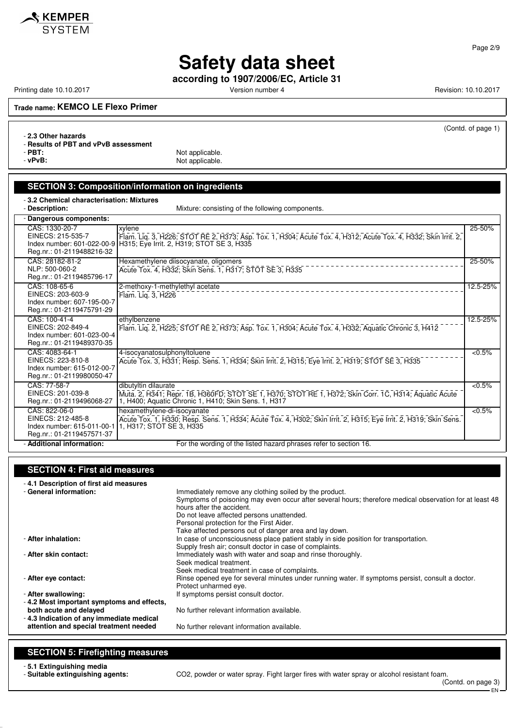(Contd. of page 1)

- **2.3 Other hazards**
- **Results of PBT and vPvB assessment**
- **PBT:** Not applicable.
- **vPvB:** Not applicable.

## SECTION 3: Composition/information on ingredients

- **3.2 Chemical characterisation: Mixtures**
- **Description:** Mixture: consisting of the following components.

| - Dangerous components: | | |
|---|---|---|
| CAS: 1330-20-7<br>EINECS: 215-535-7<br>Index number: 601-022-00-9<br>Reg.nr.: 01-2119488216-32 | xylene<br>Flam. Liq. 3, H226; STOT RE 2, H373; Asp. Tox. 1, H304; Acute Tox. 4, H312; Acute Tox. 4, H332; Skin Irrit. 2, H315; Eye Irrit. 2, H319; STOT SE 3, H335 | 25-50% |
| CAS: 28182-81-2<br>NLP: 500-060-2<br>Reg.nr.: 01-2119485796-17 | Hexamethylene diisocyanate, oligomers<br>Acute Tox. 4, H332; Skin Sens. 1, H317; STOT SE 3, H335 | 25-50% |
| CAS: 108-65-6<br>EINECS: 203-603-9<br>Index number: 607-195-00-7<br>Reg.nr.: 01-2119475791-29 | 2-methoxy-1-methylethyl acetate<br>Flam. Liq. 3, H226 | 12.5-25% |
| CAS: 100-41-4<br>EINECS: 202-849-4<br>Index number: 601-023-00-4<br>Reg.nr.: 01-2119489370-35 | ethylbenzene<br>Flam. Liq. 2, H225; STOT RE 2, H373; Asp. Tox. 1, H304; Acute Tox. 4, H332; Aquatic Chronic 3, H412 | 12.5-25% |
| CAS: 4083-64-1<br>EINECS: 223-810-8<br>Index number: 615-012-00-7<br>Reg.nr.: 01-2119980050-47 | 4-isocyanatosulphonyltoluene<br>Acute Tox. 3, H331; Resp. Sens. 1, H334; Skin Irrit. 2, H315; Eye Irrit. 2, H319; STOT SE 3, H335 | <0.5% |
| CAS: 77-58-7<br>EINECS: 201-039-8<br>Reg.nr.: 01-2119496068-27 | dibutyltin dilaurate<br>Muta. 2, H341; Repr. 1B, H360FD; STOT SE 1, H370; STOT RE 1, H372; Skin Corr. 1C, H314; Aquatic Acute 1, H400; Aquatic Chronic 1, H410; Skin Sens. 1, H317 | <0.5% |
| CAS: 822-06-0<br>EINECS: 212-485-8<br>Index number: 615-011-00-1<br>Reg.nr.: 01-2119457571-37 | hexamethylene-di-isocyanate<br>Acute Tox. 1, H330; Resp. Sens. 1, H334; Acute Tox. 4, H302; Skin Irrit. 2, H315; Eye Irrit. 2, H319; Skin Sens. 1, H317; STOT SE 3, H335 | <0.5% |

- **Additional information:** For the wording of the listed hazard phrases refer to section 16.

## SECTION 4: First aid measures

- **4.1 Description of first aid measures**
- **General information:** Immediately remove any clothing soiled by the product.
  Symptoms of poisoning may even occur after several hours; therefore medical observation for at least 48 hours after the accident.
  Do not leave affected persons unattended.
  Personal protection for the First Aider.
  Take affected persons out of danger area and lay down.
- **After inhalation:** In case of unconsciousness place patient stably in side position for transportation.
  Supply fresh air; consult doctor in case of complaints.
- **After skin contact:** Immediately wash with water and soap and rinse thoroughly.
  Seek medical treatment.
  Seek medical treatment in case of complaints.
- **After eye contact:** Rinse opened eye for several minutes under running water. If symptoms persist, consult a doctor.
  Protect unharmed eye.
- **After swallowing:** If symptoms persist consult doctor.
- **4.2 Most important symptoms and effects, both acute and delayed** No further relevant information available.
- **4.3 Indication of any immediate medical attention and special treatment needed** No further relevant information available.

## SECTION 5: Firefighting measures

- **5.1 Extinguishing media**
- **Suitable extinguishing agents:** CO2, powder or water spray. Fight larger fires with water spray or alcohol resistant foam.

(Contd. on page 3)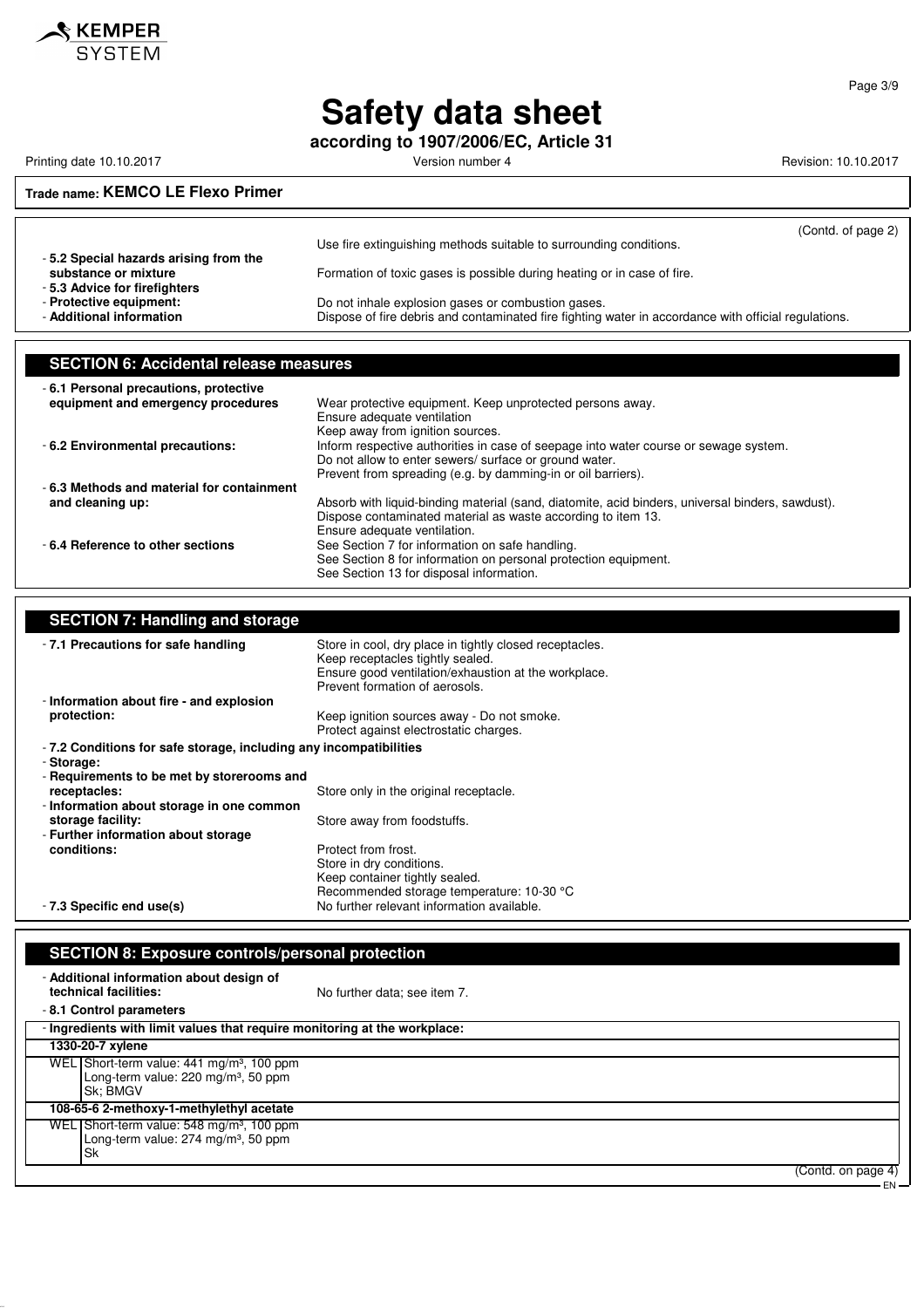**Trade name: KEMCO LE Flexo Primer**

(Contd. of page 2)

Use fire extinguishing methods suitable to surrounding conditions.

- **5.2 Special hazards arising from the substance or mixture** Formation of toxic gases is possible during heating or in case of fire.
- **5.3 Advice for firefighters**
- **Protective equipment:** Do not inhale explosion gases or combustion gases.
- **Additional information** Dispose of fire debris and contaminated fire fighting water in accordance with official regulations.

## SECTION 6: Accidental release measures

- **6.1 Personal precautions, protective equipment and emergency procedures** Wear protective equipment. Keep unprotected persons away.
  Ensure adequate ventilation
  Keep away from ignition sources.
- **6.2 Environmental precautions:** Inform respective authorities in case of seepage into water course or sewage system.
  Do not allow to enter sewers/ surface or ground water.
  Prevent from spreading (e.g. by damming-in or oil barriers).
- **6.3 Methods and material for containment and cleaning up:** Absorb with liquid-binding material (sand, diatomite, acid binders, universal binders, sawdust).
  Dispose contaminated material as waste according to item 13.
  Ensure adequate ventilation.
- **6.4 Reference to other sections** See Section 7 for information on safe handling.
  See Section 8 for information on personal protection equipment.
  See Section 13 for disposal information.

## SECTION 7: Handling and storage

- **7.1 Precautions for safe handling** Store in cool, dry place in tightly closed receptacles.
  Keep receptacles tightly sealed.
  Ensure good ventilation/exhaustion at the workplace.
  Prevent formation of aerosols.
- **Information about fire - and explosion protection:** Keep ignition sources away - Do not smoke.
  Protect against electrostatic charges.
- **7.2 Conditions for safe storage, including any incompatibilities**
- **Storage:**
- **Requirements to be met by storerooms and receptacles:** Store only in the original receptacle.
- **Information about storage in one common storage facility:** Store away from foodstuffs.
- **Further information about storage conditions:** Protect from frost.
  Store in dry conditions.
  Keep container tightly sealed.
  Recommended storage temperature: 10-30 °C
- **7.3 Specific end use(s)** No further relevant information available.

## SECTION 8: Exposure controls/personal protection

- **Additional information about design of technical facilities:** No further data; see item 7.
- **8.1 Control parameters**
- **Ingredients with limit values that require monitoring at the workplace:**

| | |
|---|---|
| **1330-20-7 xylene** | |
| WEL | Short-term value: 441 mg/m³, 100 ppm<br>Long-term value: 220 mg/m³, 50 ppm<br>Sk; BMGV |
| **108-65-6 2-methoxy-1-methylethyl acetate** | |
| WEL | Short-term value: 548 mg/m³, 100 ppm<br>Long-term value: 274 mg/m³, 50 ppm<br>Sk |

(Contd. on page 4)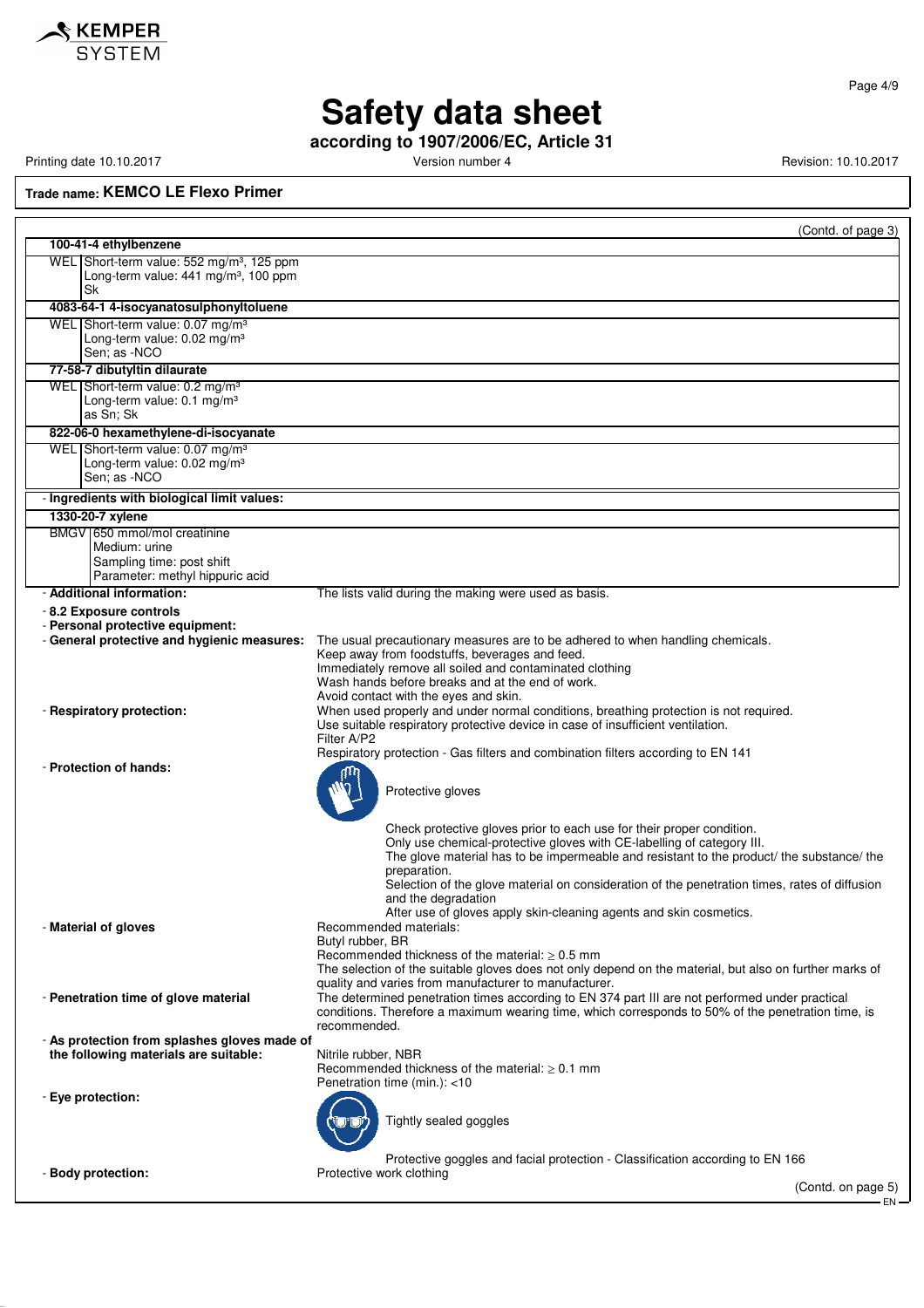**Trade name: KEMCO LE Flexo Primer**

(Contd. of page 3)

**100-41-4 ethylbenzene**

WEL | Short-term value: 552 mg/m³, 125 ppm
Long-term value: 441 mg/m³, 100 ppm
Sk

**4083-64-1 4-isocyanatosulphonyltoluene**

WEL | Short-term value: 0.07 mg/m³
Long-term value: 0.02 mg/m³
Sen; as -NCO

**77-58-7 dibutyltin dilaurate**

WEL | Short-term value: 0.2 mg/m³
Long-term value: 0.1 mg/m³
as Sn; Sk

**822-06-0 hexamethylene-di-isocyanate**

WEL | Short-term value: 0.07 mg/m³
Long-term value: 0.02 mg/m³
Sen; as -NCO

- **Ingredients with biological limit values:**

**1330-20-7 xylene**

BMGV | 650 mmol/mol creatinine
Medium: urine
Sampling time: post shift
Parameter: methyl hippuric acid

- **Additional information:** The lists valid during the making were used as basis.

- **8.2 Exposure controls**
- **Personal protective equipment:**
- **General protective and hygienic measures:** The usual precautionary measures are to be adhered to when handling chemicals.
Keep away from foodstuffs, beverages and feed.
Immediately remove all soiled and contaminated clothing
Wash hands before breaks and at the end of work.
Avoid contact with the eyes and skin.
- **Respiratory protection:** When used properly and under normal conditions, breathing protection is not required.
Use suitable respiratory protective device in case of insufficient ventilation.
Filter A/P2
Respiratory protection - Gas filters and combination filters according to EN 141
- **Protection of hands:**

Protective gloves

Check protective gloves prior to each use for their proper condition.
Only use chemical-protective gloves with CE-labelling of category III.
The glove material has to be impermeable and resistant to the product/ the substance/ the preparation.
Selection of the glove material on consideration of the penetration times, rates of diffusion and the degradation
After use of gloves apply skin-cleaning agents and skin cosmetics.
- **Material of gloves** Recommended materials:
Butyl rubber, BR
Recommended thickness of the material: ≥ 0.5 mm
The selection of the suitable gloves does not only depend on the material, but also on further marks of quality and varies from manufacturer to manufacturer.
- **Penetration time of glove material** The determined penetration times according to EN 374 part III are not performed under practical conditions. Therefore a maximum wearing time, which corresponds to 50% of the penetration time, is recommended.
- **As protection from splashes gloves made of the following materials are suitable:**
Nitrile rubber, NBR
Recommended thickness of the material: ≥ 0.1 mm
Penetration time (min.): <10
- **Eye protection:**

Tightly sealed goggles

Protective goggles and facial protection - Classification according to EN 166
- **Body protection:** Protective work clothing

(Contd. on page 5)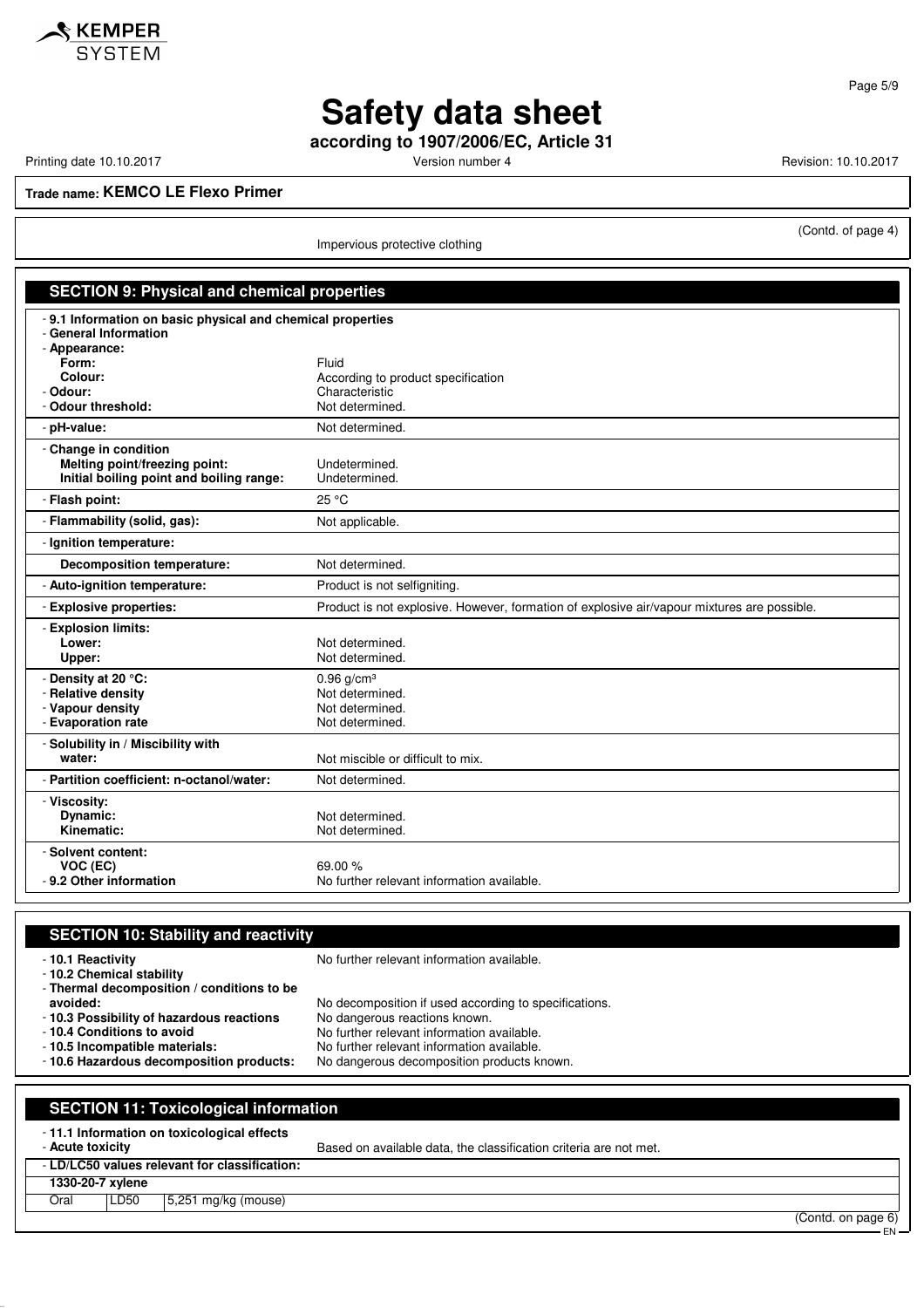Trade name: **KEMCO LE Flexo Primer**

(Contd. of page 4)

Impervious protective clothing

## SECTION 9: Physical and chemical properties

- **9.1 Information on basic physical and chemical properties**
- **General Information**
- **Appearance:**
  - **Form:** Fluid
  - **Colour:** According to product specification
- **Odour:** Characteristic
- **Odour threshold:** Not determined.
- **pH-value:** Not determined.
- **Change in condition**
  - **Melting point/freezing point:** Undetermined.
  - **Initial boiling point and boiling range:** Undetermined.
- **Flash point:** 25 °C
- **Flammability (solid, gas):** Not applicable.
- **Ignition temperature:**
  - **Decomposition temperature:** Not determined.
- **Auto-ignition temperature:** Product is not selfigniting.
- **Explosive properties:** Product is not explosive. However, formation of explosive air/vapour mixtures are possible.
- **Explosion limits:**
  - **Lower:** Not determined.
  - **Upper:** Not determined.
- **Density at 20 °C:** 0.96 g/cm³
- **Relative density** Not determined.
- **Vapour density** Not determined.
- **Evaporation rate** Not determined.
- **Solubility in / Miscibility with**
  - **water:** Not miscible or difficult to mix.
- **Partition coefficient: n-octanol/water:** Not determined.
- **Viscosity:**
  - **Dynamic:** Not determined.
  - **Kinematic:** Not determined.
- **Solvent content:**
  - **VOC (EC)** 69.00 %
- **9.2 Other information** No further relevant information available.

## SECTION 10: Stability and reactivity

- **10.1 Reactivity** No further relevant information available.
- **10.2 Chemical stability**
- **Thermal decomposition / conditions to be avoided:** No decomposition if used according to specifications.
- **10.3 Possibility of hazardous reactions** No dangerous reactions known.
- **10.4 Conditions to avoid** No further relevant information available.
- **10.5 Incompatible materials:** No further relevant information available.
- **10.6 Hazardous decomposition products:** No dangerous decomposition products known.

## SECTION 11: Toxicological information

- **11.1 Information on toxicological effects**
- **Acute toxicity** Based on available data, the classification criteria are not met.
- **LD/LC50 values relevant for classification:**

| **1330-20-7 xylene** | | |
|---|---|---|
| Oral | LD50 | 5,251 mg/kg (mouse) |

(Contd. on page 6)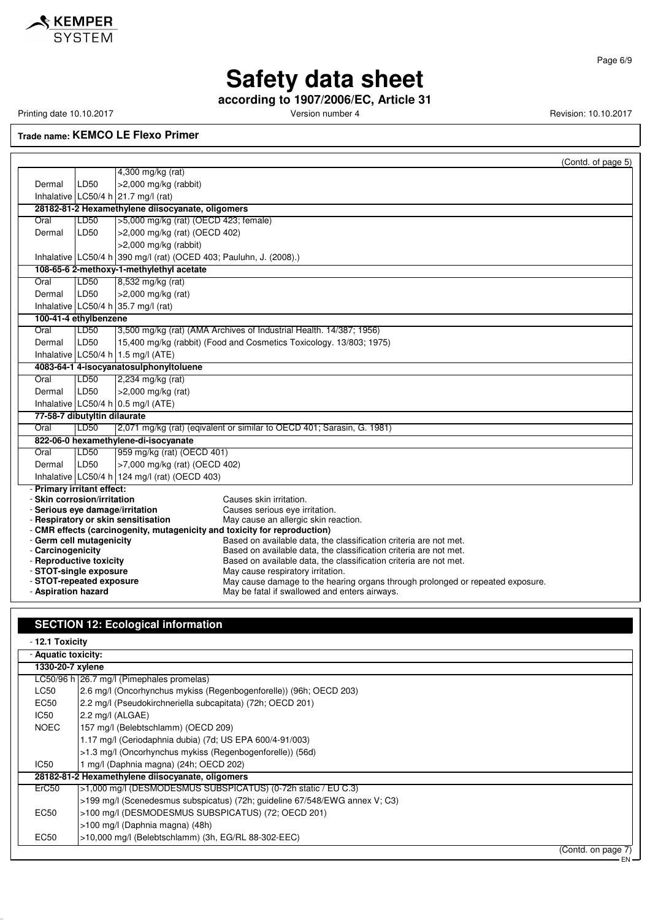# Safety data sheet

**according to 1907/2006/EC, Article 31**

Printing date 10.10.2017 Version number 4 Revision: 10.10.2017

**Trade name: KEMCO LE Flexo Primer**

(Contd. of page 5)

| | | |
|---|---|---|
| | | 4,300 mg/kg (rat) |
| Dermal | LD50 | >2,000 mg/kg (rabbit) |
| Inhalative | LC50/4 h | 21.7 mg/l (rat) |
| **28182-81-2 Hexamethylene diisocyanate, oligomers** | | |
| Oral | LD50 | >5,000 mg/kg (rat) (OECD 423; female) |
| Dermal | LD50 | >2,000 mg/kg (rat) (OECD 402) |
| | | >2,000 mg/kg (rabbit) |
| Inhalative | LC50/4 h | 390 mg/l (rat) (OCED 403; Pauluhn, J. (2008).) |
| **108-65-6 2-methoxy-1-methylethyl acetate** | | |
| Oral | LD50 | 8,532 mg/kg (rat) |
| Dermal | LD50 | >2,000 mg/kg (rat) |
| Inhalative | LC50/4 h | 35.7 mg/l (rat) |
| **100-41-4 ethylbenzene** | | |
| Oral | LD50 | 3,500 mg/kg (rat) (AMA Archives of Industrial Health. 14/387; 1956) |
| Dermal | LD50 | 15,400 mg/kg (rabbit) (Food and Cosmetics Toxicology. 13/803; 1975) |
| Inhalative | LC50/4 h | 1.5 mg/l (ATE) |
| **4083-64-1 4-isocyanatosulphonyltoluene** | | |
| Oral | LD50 | 2,234 mg/kg (rat) |
| Dermal | LD50 | >2,000 mg/kg (rat) |
| Inhalative | LC50/4 h | 0.5 mg/l (ATE) |
| **77-58-7 dibutyltin dilaurate** | | |
| Oral | LD50 | 2,071 mg/kg (rat) (eqivalent or similar to OECD 401; Sarasin, G. 1981) |
| **822-06-0 hexamethylene-di-isocyanate** | | |
| Oral | LD50 | 959 mg/kg (rat) (OECD 401) |
| Dermal | LD50 | >7,000 mg/kg (rat) (OECD 402) |
| Inhalative | LC50/4 h | 124 mg/l (rat) (OECD 403) |

- **Primary irritant effect:**
- **Skin corrosion/irritation** Causes skin irritation.
- **Serious eye damage/irritation** Causes serious eye irritation.
- **Respiratory or skin sensitisation** May cause an allergic skin reaction.
- **CMR effects (carcinogenity, mutagenicity and toxicity for reproduction)**
- **Germ cell mutagenicity** Based on available data, the classification criteria are not met.
- **Carcinogenicity** Based on available data, the classification criteria are not met.
- **Reproductive toxicity** Based on available data, the classification criteria are not met.
- **STOT-single exposure** May cause respiratory irritation.
- **STOT-repeated exposure** May cause damage to the hearing organs through prolonged or repeated exposure.
- **Aspiration hazard** May be fatal if swallowed and enters airways.

## SECTION 12: Ecological information

- **12.1 Toxicity**
- **Aquatic toxicity:**

| | |
|---|---|
| **1330-20-7 xylene** | |
| LC50/96 h | 26.7 mg/l (Pimephales promelas) |
| LC50 | 2.6 mg/l (Oncorhynchus mykiss (Regenbogenforelle)) (96h; OECD 203) |
| EC50 | 2.2 mg/l (Pseudokirchneriella subcapitata) (72h; OECD 201) |
| IC50 | 2.2 mg/l (ALGAE) |
| NOEC | 157 mg/l (Belebtschlamm) (OECD 209) |
| | 1.17 mg/l (Ceriodaphnia dubia) (7d; US EPA 600/4-91/003) |
| | >1.3 mg/l (Oncorhynchus mykiss (Regenbogenforelle)) (56d) |
| IC50 | 1 mg/l (Daphnia magna) (24h; OECD 202) |
| **28182-81-2 Hexamethylene diisocyanate, oligomers** | |
| ErC50 | >1,000 mg/l (DESMODESMUS SUBSPICATUS) (0-72h static / EU C.3) |
| | >199 mg/l (Scenedesmus subspicatus) (72h; guideline 67/548/EWG annex V; C3) |
| EC50 | >100 mg/l (DESMODESMUS SUBSPICATUS) (72; OECD 201) |
| | >100 mg/l (Daphnia magna) (48h) |
| EC50 | >10,000 mg/l (Belebtschlamm) (3h, EG/RL 88-302-EEC) |

(Contd. on page 7)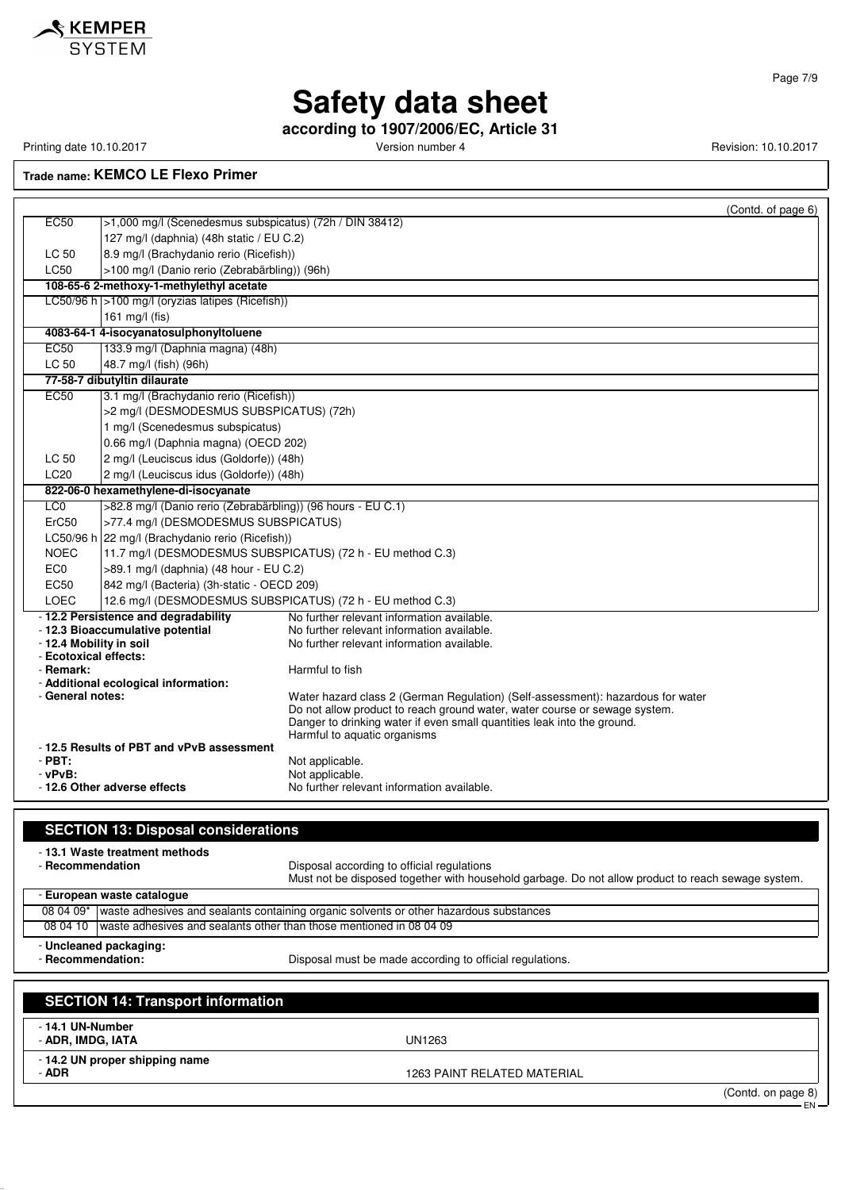**Trade name: KEMCO LE Flexo Primer**

(Contd. of page 6)

| | |
|---|---|
| EC50 | >1,000 mg/l (Scenedesmus subspicatus) (72h / DIN 38412) |
| | 127 mg/l (daphnia) (48h static / EU C.2) |
| LC 50 | 8.9 mg/l (Brachydanio rerio (Ricefish)) |
| LC50 | >100 mg/l (Danio rerio (Zebrabärbling)) (96h) |
| **108-65-6 2-methoxy-1-methylethyl acetate** | |
| LC50/96 h | >100 mg/l (oryzias latipes (Ricefish)) |
| | 161 mg/l (fis) |
| **4083-64-1 4-isocyanatosulphonyltoluene** | |
| EC50 | 133.9 mg/l (Daphnia magna) (48h) |
| LC 50 | 48.7 mg/l (fish) (96h) |
| **77-58-7 dibutyltin dilaurate** | |
| EC50 | 3.1 mg/l (Brachydanio rerio (Ricefish)) |
| | >2 mg/l (DESMODESMUS SUBSPICATUS) (72h) |
| | 1 mg/l (Scenedesmus subspicatus) |
| | 0.66 mg/l (Daphnia magna) (OECD 202) |
| LC 50 | 2 mg/l (Leuciscus idus (Goldorfe)) (48h) |
| LC20 | 2 mg/l (Leuciscus idus (Goldorfe)) (48h) |
| **822-06-0 hexamethylene-di-isocyanate** | |
| LC0 | >82.8 mg/l (Danio rerio (Zebrabärbling)) (96 hours - EU C.1) |
| ErC50 | >77.4 mg/l (DESMODESMUS SUBSPICATUS) |
| LC50/96 h | 22 mg/l (Brachydanio rerio (Ricefish)) |
| NOEC | 11.7 mg/l (DESMODESMUS SUBSPICATUS) (72 h - EU method C.3) |
| EC0 | >89.1 mg/l (daphnia) (48 hour - EU C.2) |
| EC50 | 842 mg/l (Bacteria) (3h-static - OECD 209) |
| LOEC | 12.6 mg/l (DESMODESMUS SUBSPICATUS) (72 h - EU method C.3) |

- **12.2 Persistence and degradability** No further relevant information available.
- **12.3 Bioaccumulative potential** No further relevant information available.
- **12.4 Mobility in soil** No further relevant information available.
- **Ecotoxical effects:**
- **Remark:** Harmful to fish
- **Additional ecological information:**
- **General notes:** Water hazard class 2 (German Regulation) (Self-assessment): hazardous for water
  Do not allow product to reach ground water, water course or sewage system.
  Danger to drinking water if even small quantities leak into the ground.
  Harmful to aquatic organisms
- **12.5 Results of PBT and vPvB assessment**
- **PBT:** Not applicable.
- **vPvB:** Not applicable.
- **12.6 Other adverse effects** No further relevant information available.

## SECTION 13: Disposal considerations

- **13.1 Waste treatment methods**
- **Recommendation** Disposal according to official regulations
  Must not be disposed together with household garbage. Do not allow product to reach sewage system.

- **European waste catalogue**

| | |
|---|---|
| 08 04 09* | waste adhesives and sealants containing organic solvents or other hazardous substances |
| 08 04 10 | waste adhesives and sealants other than those mentioned in 08 04 09 |

- **Uncleaned packaging:**
- **Recommendation:** Disposal must be made according to official regulations.

## SECTION 14: Transport information

- **14.1 UN-Number**
- **ADR, IMDG, IATA** UN1263

- **14.2 UN proper shipping name**
- **ADR** 1263 PAINT RELATED MATERIAL

(Contd. on page 8)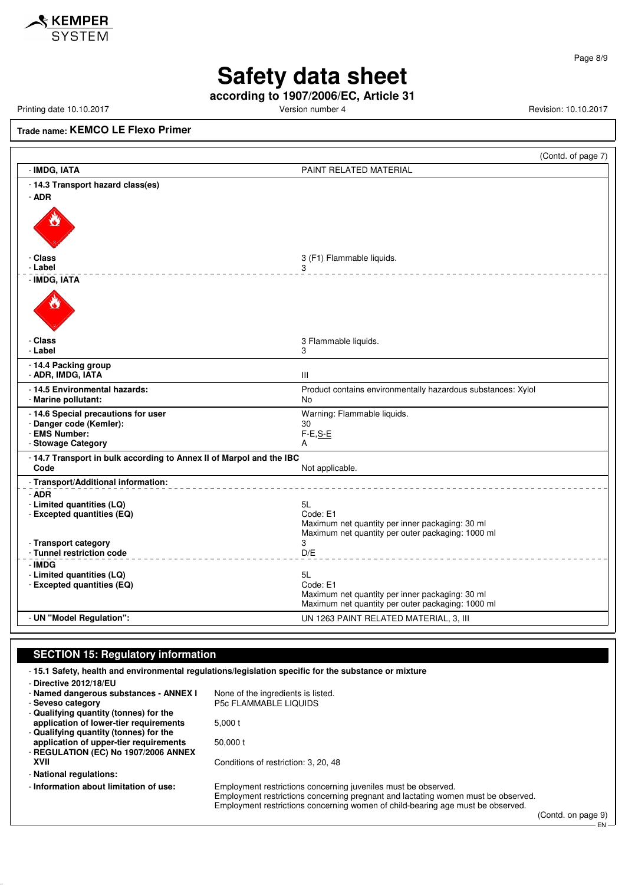**Trade name: KEMCO LE Flexo Primer**

(Contd. of page 7)

| | |
|---|---|
| - **IMDG, IATA** | PAINT RELATED MATERIAL |
| - **14.3 Transport hazard class(es)** | |
| - **ADR** | |
| - **Class** | 3 (F1) Flammable liquids. |
| - **Label** | 3 |
| - **IMDG, IATA** | |
| - **Class** | 3 Flammable liquids. |
| - **Label** | 3 |
| - **14.4 Packing group** | |
| - **ADR, IMDG, IATA** | III |
| - **14.5 Environmental hazards:** | Product contains environmentally hazardous substances: Xylol |
| - **Marine pollutant:** | No |
| - **14.6 Special precautions for user** | Warning: Flammable liquids. |
| - **Danger code (Kemler):** | 30 |
| - **EMS Number:** | F-E,S-E |
| - **Stowage Category** | A |
| - **14.7 Transport in bulk according to Annex II of Marpol and the IBC Code** | Not applicable. |
| - **Transport/Additional information:** | |
| - **ADR** | |
| - **Limited quantities (LQ)** | 5L |
| - **Excepted quantities (EQ)** | Code: E1<br>Maximum net quantity per inner packaging: 30 ml<br>Maximum net quantity per outer packaging: 1000 ml |
| - **Transport category** | 3 |
| - **Tunnel restriction code** | D/E |
| - **IMDG** | |
| - **Limited quantities (LQ)** | 5L |
| - **Excepted quantities (EQ)** | Code: E1<br>Maximum net quantity per inner packaging: 30 ml<br>Maximum net quantity per outer packaging: 1000 ml |
| - **UN "Model Regulation":** | UN 1263 PAINT RELATED MATERIAL, 3, III |

## SECTION 15: Regulatory information

- **15.1 Safety, health and environmental regulations/legislation specific for the substance or mixture**
- **Directive 2012/18/EU**
- **Named dangerous substances - ANNEX I**: None of the ingredients is listed.
- **Seveso category**: P5c FLAMMABLE LIQUIDS
- **Qualifying quantity (tonnes) for the application of lower-tier requirements**: 5,000 t
- **Qualifying quantity (tonnes) for the application of upper-tier requirements**: 50,000 t
- **REGULATION (EC) No 1907/2006 ANNEX XVII**: Conditions of restriction: 3, 20, 48
- **National regulations:**
- **Information about limitation of use:** Employment restrictions concerning juveniles must be observed. Employment restrictions concerning pregnant and lactating women must be observed. Employment restrictions concerning women of child-bearing age must be observed.

(Contd. on page 9)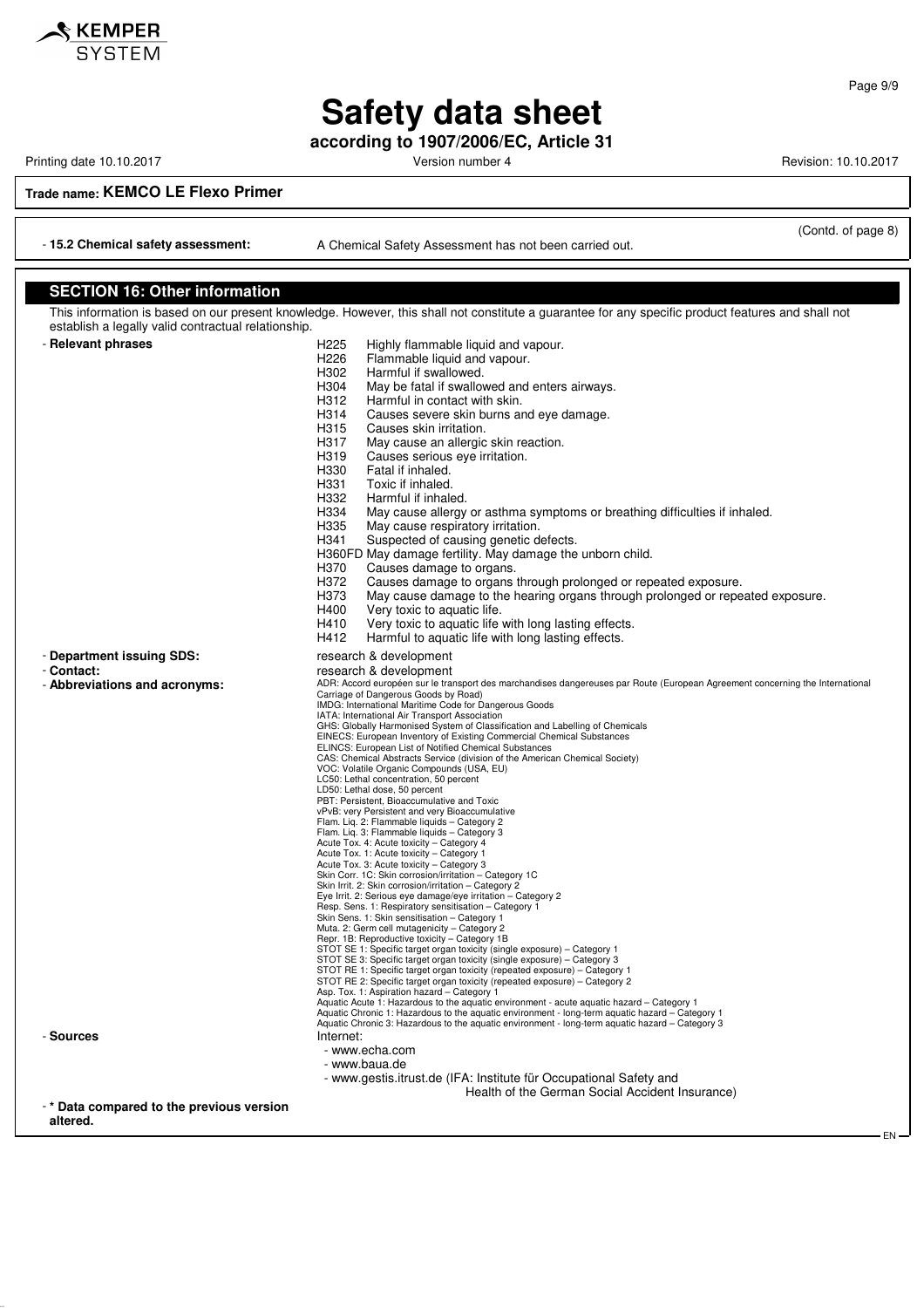# Safety data sheet

**according to 1907/2006/EC, Article 31**

Printing date 10.10.2017 Version number 4 Revision: 10.10.2017

**Trade name: KEMCO LE Flexo Primer**

(Contd. of page 8)

- **15.2 Chemical safety assessment:** A Chemical Safety Assessment has not been carried out.

## SECTION 16: Other information

This information is based on our present knowledge. However, this shall not constitute a guarantee for any specific product features and shall not establish a legally valid contractual relationship.

- **Relevant phrases**
  - H225 Highly flammable liquid and vapour.
  - H226 Flammable liquid and vapour.
  - H302 Harmful if swallowed.
  - H304 May be fatal if swallowed and enters airways.
  - H312 Harmful in contact with skin.
  - H314 Causes severe skin burns and eye damage.
  - H315 Causes skin irritation.
  - H317 May cause an allergic skin reaction.
  - H319 Causes serious eye irritation.
  - H330 Fatal if inhaled.
  - H331 Toxic if inhaled.
  - H332 Harmful if inhaled.
  - H334 May cause allergy or asthma symptoms or breathing difficulties if inhaled.
  - H335 May cause respiratory irritation.
  - H341 Suspected of causing genetic defects.
  - H360FD May damage fertility. May damage the unborn child.
  - H370 Causes damage to organs.
  - H372 Causes damage to organs through prolonged or repeated exposure.
  - H373 May cause damage to the hearing organs through prolonged or repeated exposure.
  - H400 Very toxic to aquatic life.
  - H410 Very toxic to aquatic life with long lasting effects.
  - H412 Harmful to aquatic life with long lasting effects.
- **Department issuing SDS:** research & development
- **Contact:** research & development
- **Abbreviations and acronyms:**
  - ADR: Accord européen sur le transport des marchandises dangereuses par Route (European Agreement concerning the International Carriage of Dangerous Goods by Road)
  - IMDG: International Maritime Code for Dangerous Goods
  - IATA: International Air Transport Association
  - GHS: Globally Harmonised System of Classification and Labelling of Chemicals
  - EINECS: European Inventory of Existing Commercial Chemical Substances
  - ELINCS: European List of Notified Chemical Substances
  - CAS: Chemical Abstracts Service (division of the American Chemical Society)
  - VOC: Volatile Organic Compounds (USA, EU)
  - LC50: Lethal concentration, 50 percent
  - LD50: Lethal dose, 50 percent
  - PBT: Persistent, Bioaccumulative and Toxic
  - vPvB: very Persistent and very Bioaccumulative
  - Flam. Liq. 2: Flammable liquids – Category 2
  - Flam. Liq. 3: Flammable liquids – Category 3
  - Acute Tox. 4: Acute toxicity – Category 4
  - Acute Tox. 1: Acute toxicity – Category 1
  - Acute Tox. 3: Acute toxicity – Category 3
  - Skin Corr. 1C: Skin corrosion/irritation – Category 1C
  - Skin Irrit. 2: Skin corrosion/irritation – Category 2
  - Eye Irrit. 2: Serious eye damage/eye irritation – Category 2
  - Resp. Sens. 1: Respiratory sensitisation – Category 1
  - Skin Sens. 1: Skin sensitisation – Category 1
  - Muta. 2: Germ cell mutagenicity – Category 2
  - Repr. 1B: Reproductive toxicity – Category 1B
  - STOT SE 1: Specific target organ toxicity (single exposure) – Category 1
  - STOT SE 3: Specific target organ toxicity (single exposure) – Category 3
  - STOT RE 1: Specific target organ toxicity (repeated exposure) – Category 1
  - STOT RE 2: Specific target organ toxicity (repeated exposure) – Category 2
  - Asp. Tox. 1: Aspiration hazard – Category 1
  - Aquatic Acute 1: Hazardous to the aquatic environment - acute aquatic hazard – Category 1
  - Aquatic Chronic 1: Hazardous to the aquatic environment - long-term aquatic hazard – Category 1
  - Aquatic Chronic 3: Hazardous to the aquatic environment - long-term aquatic hazard – Category 3
- **Sources**
  Internet:
  - www.echa.com
  - www.baua.de
  - www.gestis.itrust.de (IFA: Institute für Occupational Safety and Health of the German Social Accident Insurance)
- **\* Data compared to the previous version altered.**